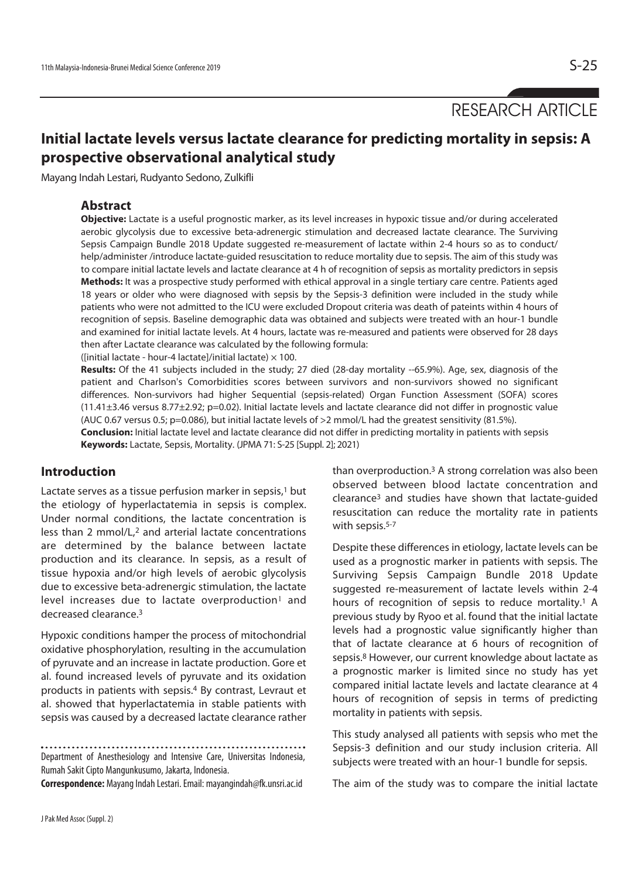RESEARCH ARTICLE

# Initial lactate levels versus lactate clearance for predicting mortality in sepsis: A prospective observational analytical study

Mayang Indah Lestari, Rudyanto Sedono, Zulkifli

## Abstract

**Objective:** Lactate is a useful prognostic marker, as its level increases in hypoxic tissue and/or during accelerated aerobic glycolysis due to excessive beta-adrenergic stimulation and decreased lactate clearance. The Surviving Sepsis Campaign Bundle 2018 Update suggested re-measurement of lactate within 2-4 hours so as to conduct/ help/administer /introduce lactate-guided resuscitation to reduce mortality due to sepsis. The aim of this study was to compare initial lactate levels and lactate clearance at 4 h of recognition of sepsis as mortality predictors in sepsis

**Methods:** It was a prospective study performed with ethical approval in a single tertiary care centre. Patients aged 18 years or older who were diagnosed with sepsis by the Sepsis-3 definition were included in the study while patients who were not admitted to the ICU were excluded Dropout criteria was death of pateints within 4 hours of recognition of sepsis. Baseline demographic data was obtained and subjects were treated with an hour-1 bundle and examined for initial lactate levels. At 4 hours, lactate was re-measured and patients were observed for 28 days then after Lactate clearance was calculated by the following formula:

([initial lactate - hour-4 lactate]/initial lactate) $\times$ 100.

**Results:** Of the 41 subjects included in the study; 27 died (28-day mortality --65.9%). Age, sex, diagnosis of the patient and Charlson's Comorbidities scores between survivors and non-survivors showed no significant differences. Non-survivors had higher Sequential (sepsis-related) Organ Function Assessment (SOFA) scores ($11.41\pm3.46$ versus $8.77\pm2.92$; $p=0.02$). Initial lactate levels and lactate clearance did not differ in prognostic value (AUC 0.67 versus 0.5; $p=0.086$), but initial lactate levels of >2 mmol/L had the greatest sensitivity (81.5%).

**Conclusion:** Initial lactate level and lactate clearance did not differ in predicting mortality in patients with sepsis

**Keywords:** Lactate, Sepsis, Mortality. (JPMA 71: S-25 [Suppl. 2]; 2021)

## Introduction

Lactate serves as a tissue perfusion marker in sepsis,[1] but the etiology of hyperlactatemia in sepsis is complex. Under normal conditions, the lactate concentration is less than 2 mmol/L,[2] and arterial lactate concentrations are determined by the balance between lactate production and its clearance. In sepsis, as a result of tissue hypoxia and/or high levels of aerobic glycolysis due to excessive beta-adrenergic stimulation, the lactate level increases due to lactate overproduction[1] and decreased clearance.[3]

Hypoxic conditions hamper the process of mitochondrial oxidative phosphorylation, resulting in the accumulation of pyruvate and an increase in lactate production. Gore et al. found increased levels of pyruvate and its oxidation products in patients with sepsis.[4] By contrast, Levraut et al. showed that hyperlactatemia in stable patients with sepsis was caused by a decreased lactate clearance rather than overproduction.[3] A strong correlation was also been observed between blood lactate concentration and clearance[3] and studies have shown that lactate-guided resuscitation can reduce the mortality rate in patients with sepsis.[5-7]

Despite these differences in etiology, lactate levels can be used as a prognostic marker in patients with sepsis. The Surviving Sepsis Campaign Bundle 2018 Update suggested re-measurement of lactate levels within 2-4 hours of recognition of sepsis to reduce mortality.[1] A previous study by Ryoo et al. found that the initial lactate levels had a prognostic value significantly higher than that of lactate clearance at 6 hours of recognition of sepsis.[8] However, our current knowledge about lactate as a prognostic marker is limited since no study has yet compared initial lactate levels and lactate clearance at 4 hours of recognition of sepsis in terms of predicting mortality in patients with sepsis.

This study analysed all patients with sepsis who met the Sepsis-3 definition and our study inclusion criteria. All subjects were treated with an hour-1 bundle for sepsis.

The aim of the study was to compare the initial lactate

Department of Anesthesiology and Intensive Care, Universitas Indonesia, Rumah Sakit Cipto Mangunkusumo, Jakarta, Indonesia.

**Correspondence:** Mayang Indah Lestari. Email: mayangindah@fk.unsri.ac.id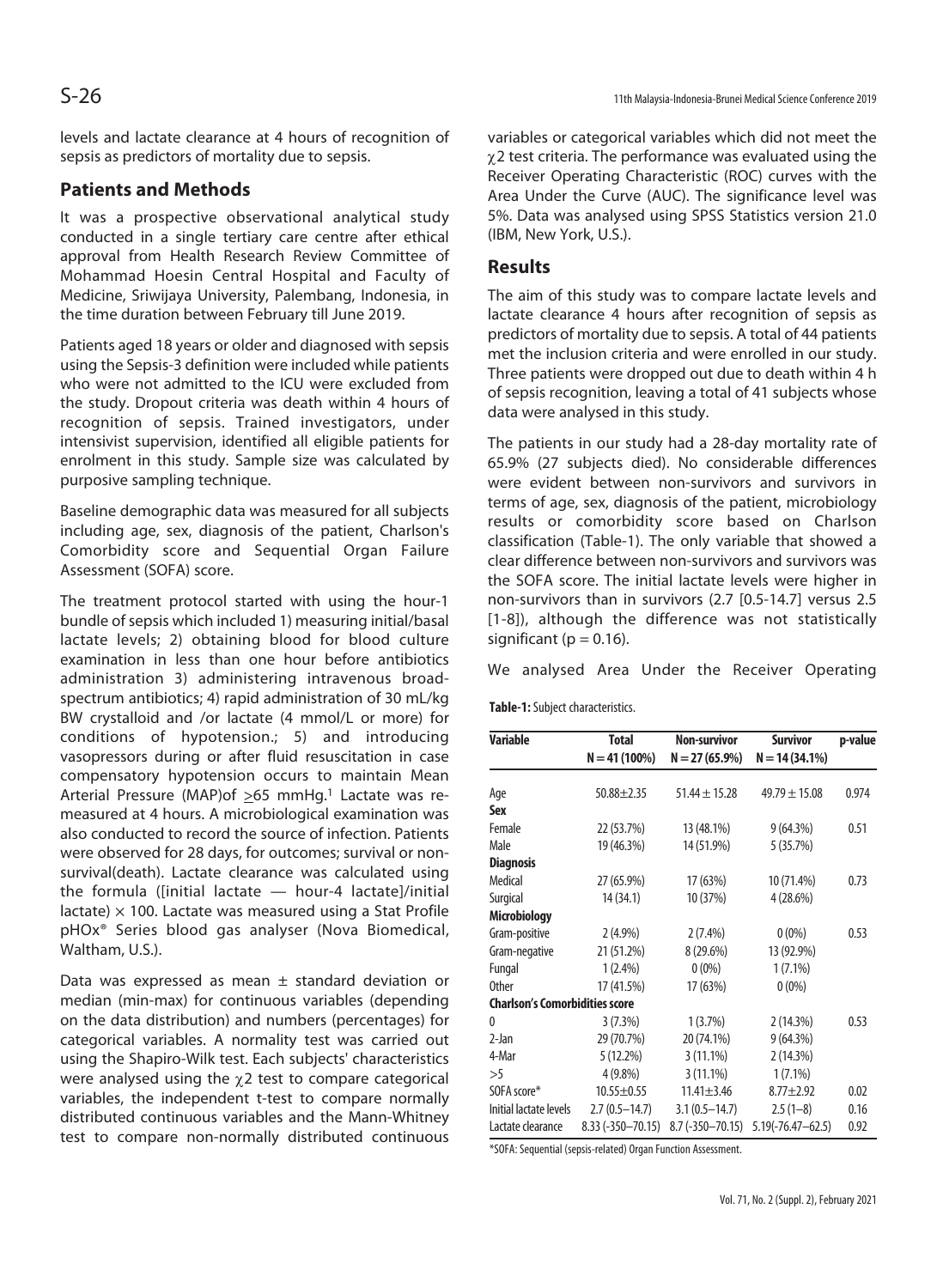levels and lactate clearance at 4 hours of recognition of sepsis as predictors of mortality due to sepsis.

## Patients and Methods

It was a prospective observational analytical study conducted in a single tertiary care centre after ethical approval from Health Research Review Committee of Mohammad Hoesin Central Hospital and Faculty of Medicine, Sriwijaya University, Palembang, Indonesia, in the time duration between February till June 2019.

Patients aged 18 years or older and diagnosed with sepsis using the Sepsis-3 definition were included while patients who were not admitted to the ICU were excluded from the study. Dropout criteria was death within 4 hours of recognition of sepsis. Trained investigators, under intensivist supervision, identified all eligible patients for enrolment in this study. Sample size was calculated by purposive sampling technique.

Baseline demographic data was measured for all subjects including age, sex, diagnosis of the patient, Charlson's Comorbidity score and Sequential Organ Failure Assessment (SOFA) score.

The treatment protocol started with using the hour-1 bundle of sepsis which included 1) measuring initial/basal lactate levels; 2) obtaining blood for blood culture examination in less than one hour before antibiotics administration 3) administering intravenous broad-spectrum antibiotics; 4) rapid administration of 30 mL/kg BW crystalloid and /or lactate (4 mmol/L or more) for conditions of hypotension.; 5) and introducing vasopressors during or after fluid resuscitation in case compensatory hypotension occurs to maintain Mean Arterial Pressure (MAP)of $\geq$65 mmHg.[1] Lactate was re-measured at 4 hours. A microbiological examination was also conducted to record the source of infection. Patients were observed for 28 days, for outcomes; survival or non-survival(death). Lactate clearance was calculated using the formula ([initial lactate — hour-4 lactate]/initial lactate) $\times$ 100. Lactate was measured using a Stat Profile pHOx® Series blood gas analyser (Nova Biomedical, Waltham, U.S.).

Data was expressed as mean $\pm$ standard deviation or median (min-max) for continuous variables (depending on the data distribution) and numbers (percentages) for categorical variables. A normality test was carried out using the Shapiro-Wilk test. Each subjects' characteristics were analysed using the $\chi$2 test to compare categorical variables, the independent t-test to compare normally distributed continuous variables and the Mann-Whitney test to compare non-normally distributed continuous variables or categorical variables which did not meet the $\chi$2 test criteria. The performance was evaluated using the Receiver Operating Characteristic (ROC) curves with the Area Under the Curve (AUC). The significance level was 5%. Data was analysed using SPSS Statistics version 21.0 (IBM, New York, U.S.).

## Results

The aim of this study was to compare lactate levels and lactate clearance 4 hours after recognition of sepsis as predictors of mortality due to sepsis. A total of 44 patients met the inclusion criteria and were enrolled in our study. Three patients were dropped out due to death within 4 h of sepsis recognition, leaving a total of 41 subjects whose data were analysed in this study.

The patients in our study had a 28-day mortality rate of 65.9% (27 subjects died). No considerable differences were evident between non-survivors and survivors in terms of age, sex, diagnosis of the patient, microbiology results or comorbidity score based on Charlson classification (Table-1). The only variable that showed a clear difference between non-survivors and survivors was the SOFA score. The initial lactate levels were higher in non-survivors than in survivors (2.7 [0.5-14.7] versus 2.5 [1-8]), although the difference was not statistically significant (p = 0.16).

We analysed Area Under the Receiver Operating

**Table-1:** Subject characteristics.

| Variable | Total N = 41 (100%) | Non-survivor N = 27 (65.9%) | Survivor N = 14 (34.1%) | p-value |
|---|---|---|---|---|
| Age | 50.88±2.35 | 51.44 ± 15.28 | 49.79 ± 15.08 | 0.974 |
| **Sex** | | | | |
| Female | 22 (53.7%) | 13 (48.1%) | 9 (64.3%) | 0.51 |
| Male | 19 (46.3%) | 14 (51.9%) | 5 (35.7%) | |
| **Diagnosis** | | | | |
| Medical | 27 (65.9%) | 17 (63%) | 10 (71.4%) | 0.73 |
| Surgical | 14 (34.1) | 10 (37%) | 4 (28.6%) | |
| **Microbiology** | | | | |
| Gram-positive | 2 (4.9%) | 2 (7.4%) | 0 (0%) | 0.53 |
| Gram-negative | 21 (51.2%) | 8 (29.6%) | 13 (92.9%) | |
| Fungal | 1 (2.4%) | 0 (0%) | 1 (7.1%) | |
| Other | 17 (41.5%) | 17 (63%) | 0 (0%) | |
| **Charlson's Comorbidities score** | | | | |
| 0 | 3 (7.3%) | 1 (3.7%) | 2 (14.3%) | 0.53 |
| 2-Jan | 29 (70.7%) | 20 (74.1%) | 9 (64.3%) | |
| 4-Mar | 5 (12.2%) | 3 (11.1%) | 2 (14.3%) | |
| >5 | 4 (9.8%) | 3 (11.1%) | 1 (7.1%) | |
| SOFA score* | 10.55±0.55 | 11.41±3.46 | 8.77±2.92 | 0.02 |
| Initial lactate levels | 2.7 (0.5–14.7) | 3.1 (0.5–14.7) | 2.5 (1–8) | 0.16 |
| Lactate clearance | 8.33 (-350–70.15) | 8.7 (-350–70.15) | 5.19(-76.47–62.5) | 0.92 |

*SOFA: Sequential (sepsis-related) Organ Function Assessment.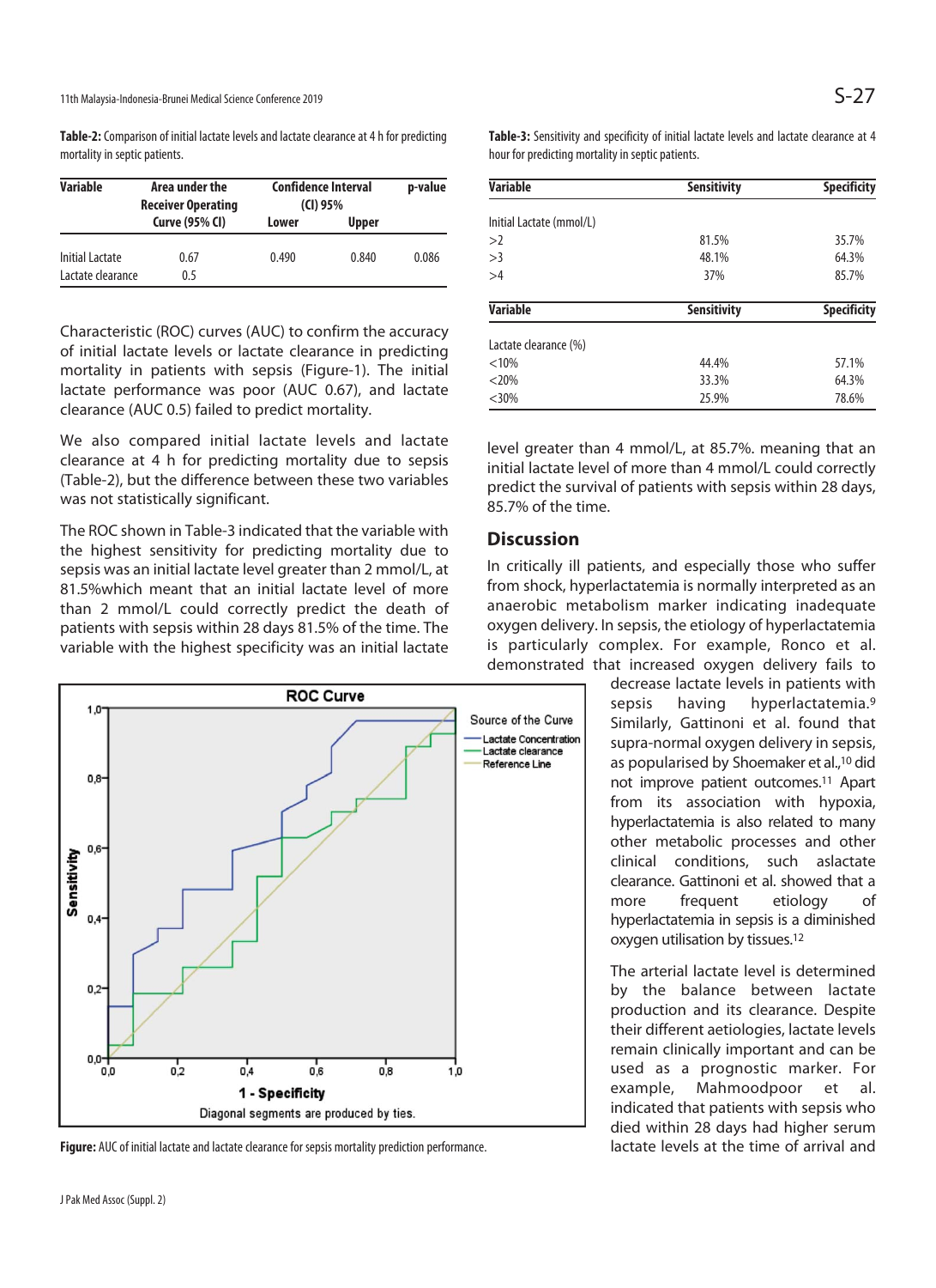**Table-2:** Comparison of initial lactate levels and lactate clearance at 4 h for predicting mortality in septic patients.

| Variable | Area under the Receiver Operating Curve (95% CI) | Confidence Interval (CI) 95% | | p-value |
|---|---|---|---|---|
| | | Lower | Upper | |
| Initial Lactate | 0.67 | 0.490 | 0.840 | 0.086 |
| Lactate clearance | 0.5 | | | |

Characteristic (ROC) curves (AUC) to confirm the accuracy of initial lactate levels or lactate clearance in predicting mortality in patients with sepsis (Figure-1). The initial lactate performance was poor (AUC 0.67), and lactate clearance (AUC 0.5) failed to predict mortality.

We also compared initial lactate levels and lactate clearance at 4 h for predicting mortality due to sepsis (Table-2), but the difference between these two variables was not statistically significant.

The ROC shown in Table-3 indicated that the variable with the highest sensitivity for predicting mortality due to sepsis was an initial lactate level greater than 2 mmol/L, at 81.5%which meant that an initial lactate level of more than 2 mmol/L could correctly predict the death of patients with sepsis within 28 days 81.5% of the time. The variable with the highest specificity was an initial lactate level greater than 4 mmol/L, at 85.7%. meaning that an initial lactate level of more than 4 mmol/L could correctly predict the survival of patients with sepsis within 28 days, 85.7% of the time.

**Table-3:** Sensitivity and specificity of initial lactate levels and lactate clearance at 4 hour for predicting mortality in septic patients.

| Variable | Sensitivity | Specificity |
|---|---|---|
| Initial Lactate (mmol/L) | | |
| >2 | 81.5% | 35.7% |
| >3 | 48.1% | 64.3% |
| >4 | 37% | 85.7% |
| **Variable** | **Sensitivity** | **Specificity** |
| Lactate clearance (%) | | |
| <10% | 44.4% | 57.1% |
| <20% | 33.3% | 64.3% |
| <30% | 25.9% | 78.6% |

**Figure:** AUC of initial lactate and lactate clearance for sepsis mortality prediction performance.

## Discussion

In critically ill patients, and especially those who suffer from shock, hyperlactatemia is normally interpreted as an anaerobic metabolism marker indicating inadequate oxygen delivery. In sepsis, the etiology of hyperlactatemia is particularly complex. For example, Ronco et al. demonstrated that increased oxygen delivery fails to decrease lactate levels in patients with sepsis having hyperlactatemia.[9] Similarly, Gattinoni et al. found that supra-normal oxygen delivery in sepsis, as popularised by Shoemaker et al.,[10] did not improve patient outcomes.[11] Apart from its association with hypoxia, hyperlactatemia is also related to many other metabolic processes and other clinical conditions, such aslactate clearance. Gattinoni et al. showed that a more frequent etiology of hyperlactatemia in sepsis is a diminished oxygen utilisation by tissues.[12]

The arterial lactate level is determined by the balance between lactate production and its clearance. Despite their different aetiologies, lactate levels remain clinically important and can be used as a prognostic marker. For example, Mahmoodpoor et al. indicated that patients with sepsis who died within 28 days had higher serum lactate levels at the time of arrival and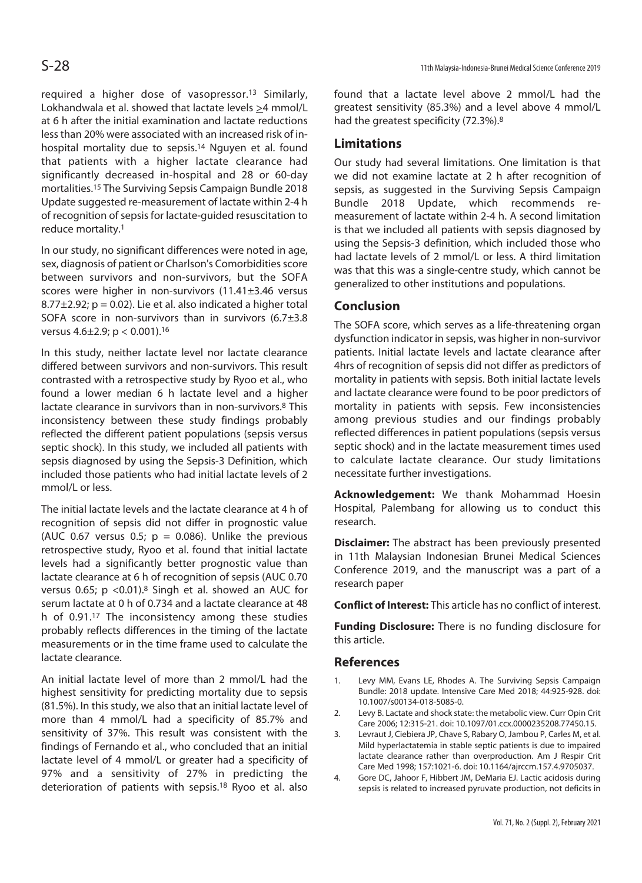required a higher dose of vasopressor.[13] Similarly, Lokhandwala et al. showed that lactate levels ≥4 mmol/L at 6 h after the initial examination and lactate reductions less than 20% were associated with an increased risk of in-hospital mortality due to sepsis.[14] Nguyen et al. found that patients with a higher lactate clearance had significantly decreased in-hospital and 28 or 60-day mortalities.[15] The Surviving Sepsis Campaign Bundle 2018 Update suggested re-measurement of lactate within 2-4 h of recognition of sepsis for lactate-guided resuscitation to reduce mortality.[1]

In our study, no significant differences were noted in age, sex, diagnosis of patient or Charlson's Comorbidities score between survivors and non-survivors, but the SOFA scores were higher in non-survivors (11.41±3.46 versus 8.77±2.92; $p = 0.02$). Lie et al. also indicated a higher total SOFA score in non-survivors than in survivors (6.7±3.8 versus 4.6±2.9; $p < 0.001$).[16]

In this study, neither lactate level nor lactate clearance differed between survivors and non-survivors. This result contrasted with a retrospective study by Ryoo et al., who found a lower median 6 h lactate level and a higher lactate clearance in survivors than in non-survivors.[8] This inconsistency between these study findings probably reflected the different patient populations (sepsis versus septic shock). In this study, we included all patients with sepsis diagnosed by using the Sepsis-3 Definition, which included those patients who had initial lactate levels of 2 mmol/L or less.

The initial lactate levels and the lactate clearance at 4 h of recognition of sepsis did not differ in prognostic value (AUC 0.67 versus 0.5; $p = 0.086$). Unlike the previous retrospective study, Ryoo et al. found that initial lactate levels had a significantly better prognostic value than lactate clearance at 6 h of recognition of sepsis (AUC 0.70 versus 0.65; $p < 0.01$).[8] Singh et al. showed an AUC for serum lactate at 0 h of 0.734 and a lactate clearance at 48 h of 0.91.[17] The inconsistency among these studies probably reflects differences in the timing of the lactate measurements or in the time frame used to calculate the lactate clearance.

An initial lactate level of more than 2 mmol/L had the highest sensitivity for predicting mortality due to sepsis (81.5%). In this study, we also that an initial lactate level of more than 4 mmol/L had a specificity of 85.7% and sensitivity of 37%. This result was consistent with the findings of Fernando et al., who concluded that an initial lactate level of 4 mmol/L or greater had a specificity of 97% and a sensitivity of 27% in predicting the deterioration of patients with sepsis.[18] Ryoo et al. also found that a lactate level above 2 mmol/L had the greatest sensitivity (85.3%) and a level above 4 mmol/L had the greatest specificity (72.3%).[8]

## Limitations

Our study had several limitations. One limitation is that we did not examine lactate at 2 h after recognition of sepsis, as suggested in the Surviving Sepsis Campaign Bundle 2018 Update, which recommends re-measurement of lactate within 2-4 h. A second limitation is that we included all patients with sepsis diagnosed by using the Sepsis-3 definition, which included those who had lactate levels of 2 mmol/L or less. A third limitation was that this was a single-centre study, which cannot be generalized to other institutions and populations.

## Conclusion

The SOFA score, which serves as a life-threatening organ dysfunction indicator in sepsis, was higher in non-survivor patients. Initial lactate levels and lactate clearance after 4hrs of recognition of sepsis did not differ as predictors of mortality in patients with sepsis. Both initial lactate levels and lactate clearance were found to be poor predictors of mortality in patients with sepsis. Few inconsistencies among previous studies and our findings probably reflected differences in patient populations (sepsis versus septic shock) and in the lactate measurement times used to calculate lactate clearance. Our study limitations necessitate further investigations.

**Acknowledgement:** We thank Mohammad Hoesin Hospital, Palembang for allowing us to conduct this research.

**Disclaimer:** The abstract has been previously presented in 11th Malaysian Indonesian Brunei Medical Sciences Conference 2019, and the manuscript was a part of a research paper

**Conflict of Interest:** This article has no conflict of interest.

**Funding Disclosure:** There is no funding disclosure for this article.

## References

1. Levy MM, Evans LE, Rhodes A. The Surviving Sepsis Campaign Bundle: 2018 update. Intensive Care Med 2018; 44:925-928. doi: 10.1007/s00134-018-5085-0.
2. Levy B. Lactate and shock state: the metabolic view. Curr Opin Crit Care 2006; 12:315-21. doi: 10.1097/01.ccx.0000235208.77450.15.
3. Levraut J, Ciebiera JP, Chave S, Rabary O, Jambou P, Carles M, et al. Mild hyperlactatemia in stable septic patients is due to impaired lactate clearance rather than overproduction. Am J Respir Crit Care Med 1998; 157:1021-6. doi: 10.1164/ajrccm.157.4.9705037.
4. Gore DC, Jahoor F, Hibbert JM, DeMaria EJ. Lactic acidosis during sepsis is related to increased pyruvate production, not deficits in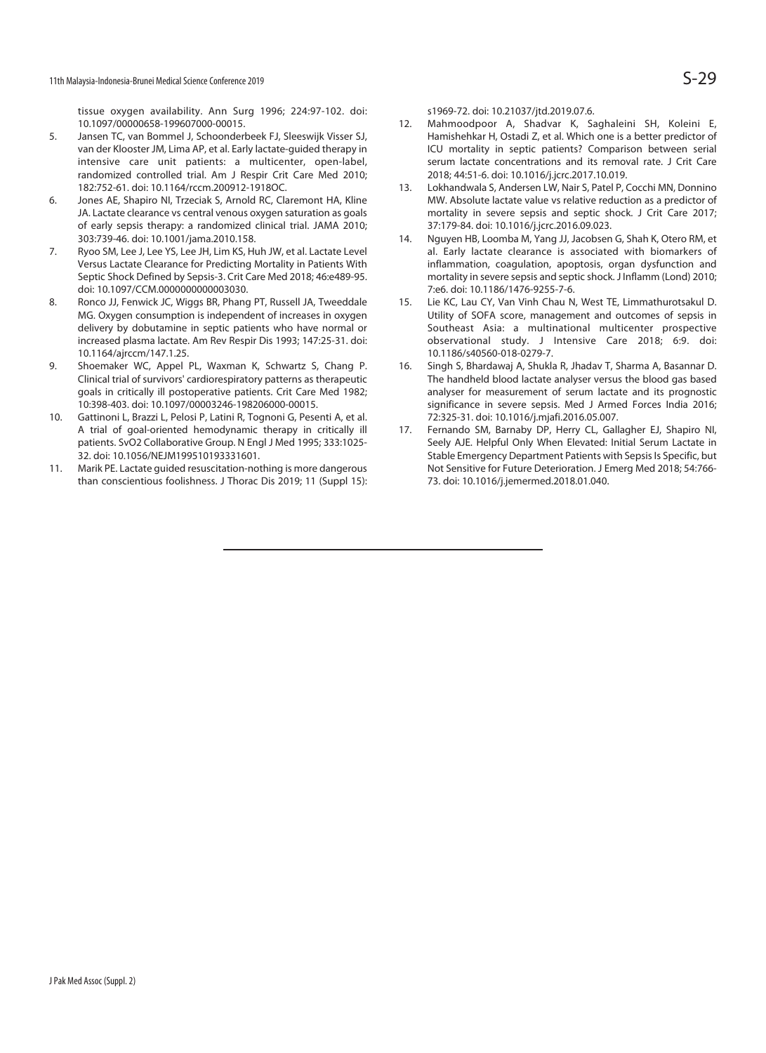tissue oxygen availability. Ann Surg 1996; 224:97-102. doi: 10.1097/00000658-199607000-00015.

5. Jansen TC, van Bommel J, Schoonderbeek FJ, Sleeswijk Visser SJ, van der Klooster JM, Lima AP, et al. Early lactate-guided therapy in intensive care unit patients: a multicenter, open-label, randomized controlled trial. Am J Respir Crit Care Med 2010; 182:752-61. doi: 10.1164/rccm.200912-1918OC.
6. Jones AE, Shapiro NI, Trzeciak S, Arnold RC, Claremont HA, Kline JA. Lactate clearance vs central venous oxygen saturation as goals of early sepsis therapy: a randomized clinical trial. JAMA 2010; 303:739-46. doi: 10.1001/jama.2010.158.
7. Ryoo SM, Lee J, Lee YS, Lee JH, Lim KS, Huh JW, et al. Lactate Level Versus Lactate Clearance for Predicting Mortality in Patients With Septic Shock Defined by Sepsis-3. Crit Care Med 2018; 46:e489-95. doi: 10.1097/CCM.0000000000003030.
8. Ronco JJ, Fenwick JC, Wiggs BR, Phang PT, Russell JA, Tweeddale MG. Oxygen consumption is independent of increases in oxygen delivery by dobutamine in septic patients who have normal or increased plasma lactate. Am Rev Respir Dis 1993; 147:25-31. doi: 10.1164/ajrccm/147.1.25.
9. Shoemaker WC, Appel PL, Waxman K, Schwartz S, Chang P. Clinical trial of survivors' cardiorespiratory patterns as therapeutic goals in critically ill postoperative patients. Crit Care Med 1982; 10:398-403. doi: 10.1097/00003246-198206000-00015.
10. Gattinoni L, Brazzi L, Pelosi P, Latini R, Tognoni G, Pesenti A, et al. A trial of goal-oriented hemodynamic therapy in critically ill patients. SvO2 Collaborative Group. N Engl J Med 1995; 333:1025-32. doi: 10.1056/NEJM199510193331601.
11. Marik PE. Lactate guided resuscitation-nothing is more dangerous than conscientious foolishness. J Thorac Dis 2019; 11 (Suppl 15): s1969-72. doi: 10.21037/jtd.2019.07.6.
12. Mahmoodpoor A, Shadvar K, Saghaleini SH, Koleini E, Hamishehkar H, Ostadi Z, et al. Which one is a better predictor of ICU mortality in septic patients? Comparison between serial serum lactate concentrations and its removal rate. J Crit Care 2018; 44:51-6. doi: 10.1016/j.jcrc.2017.10.019.
13. Lokhandwala S, Andersen LW, Nair S, Patel P, Cocchi MN, Donnino MW. Absolute lactate value vs relative reduction as a predictor of mortality in severe sepsis and septic shock. J Crit Care 2017; 37:179-84. doi: 10.1016/j.jcrc.2016.09.023.
14. Nguyen HB, Loomba M, Yang JJ, Jacobsen G, Shah K, Otero RM, et al. Early lactate clearance is associated with biomarkers of inflammation, coagulation, apoptosis, organ dysfunction and mortality in severe sepsis and septic shock. J Inflamm (Lond) 2010; 7:e6. doi: 10.1186/1476-9255-7-6.
15. Lie KC, Lau CY, Van Vinh Chau N, West TE, Limmathurotsakul D. Utility of SOFA score, management and outcomes of sepsis in Southeast Asia: a multinational multicenter prospective observational study. J Intensive Care 2018; 6:9. doi: 10.1186/s40560-018-0279-7.
16. Singh S, Bhardawaj A, Shukla R, Jhadav T, Sharma A, Basannar D. The handheld blood lactate analyser versus the blood gas based analyser for measurement of serum lactate and its prognostic significance in severe sepsis. Med J Armed Forces India 2016; 72:325-31. doi: 10.1016/j.mjafi.2016.05.007.
17. Fernando SM, Barnaby DP, Herry CL, Gallagher EJ, Shapiro NI, Seely AJE. Helpful Only When Elevated: Initial Serum Lactate in Stable Emergency Department Patients with Sepsis Is Specific, but Not Sensitive for Future Deterioration. J Emerg Med 2018; 54:766-73. doi: 10.1016/j.jemermed.2018.01.040.